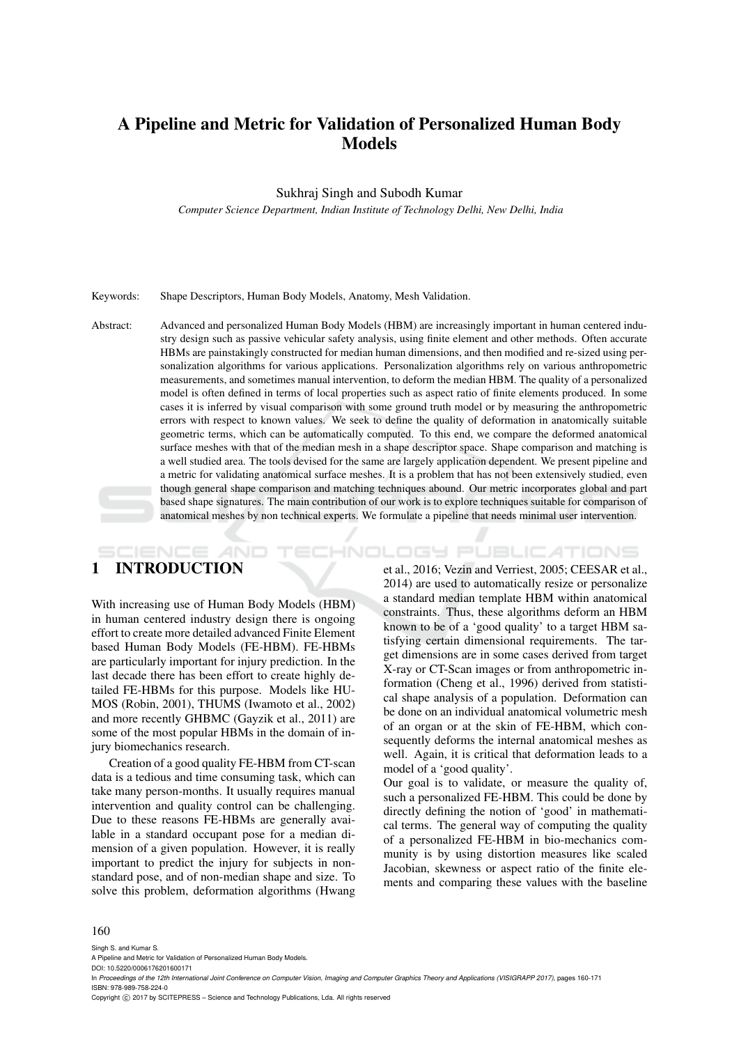# A Pipeline and Metric for Validation of Personalized Human Body Models

Sukhraj Singh and Subodh Kumar

*Computer Science Department, Indian Institute of Technology Delhi, New Delhi, India*

Keywords: Shape Descriptors, Human Body Models, Anatomy, Mesh Validation.

Abstract: Advanced and personalized Human Body Models (HBM) are increasingly important in human centered industry design such as passive vehicular safety analysis, using finite element and other methods. Often accurate HBMs are painstakingly constructed for median human dimensions, and then modified and re-sized using personalization algorithms for various applications. Personalization algorithms rely on various anthropometric measurements, and sometimes manual intervention, to deform the median HBM. The quality of a personalized model is often defined in terms of local properties such as aspect ratio of finite elements produced. In some cases it is inferred by visual comparison with some ground truth model or by measuring the anthropometric errors with respect to known values. We seek to define the quality of deformation in anatomically suitable geometric terms, which can be automatically computed. To this end, we compare the deformed anatomical surface meshes with that of the median mesh in a shape descriptor space. Shape comparison and matching is a well studied area. The tools devised for the same are largely application dependent. We present pipeline and a metric for validating anatomical surface meshes. It is a problem that has not been extensively studied, even though general shape comparison and matching techniques abound. Our metric incorporates global and part based shape signatures. The main contribution of our work is to explore techniques suitable for comparison of anatomical meshes by non technical experts. We formulate a pipeline that needs minimal user intervention.

## 1 INTRODUCTION

With increasing use of Human Body Models (HBM) in human centered industry design there is ongoing effort to create more detailed advanced Finite Element based Human Body Models (FE-HBM). FE-HBMs are particularly important for injury prediction. In the last decade there has been effort to create highly detailed FE-HBMs for this purpose. Models like HUMOS (Robin, 2001), THUMS (Iwamoto et al., 2002) and more recently GHBMC (Gayzik et al., 2011) are some of the most popular HBMs in the domain of injury biomechanics research.

Creation of a good quality FE-HBM from CT-scan data is a tedious and time consuming task, which can take many person-months. It usually requires manual intervention and quality control can be challenging. Due to these reasons FE-HBMs are generally available in a standard occupant pose for a median dimension of a given population. However, it is really important to predict the injury for subjects in non-standard pose, and of non-median shape and size. To solve this problem, deformation algorithms (Hwang et al., 2016; Vezin and Verriest, 2005; CEESAR et al., 2014) are used to automatically resize or personalize a standard median template HBM within anatomical constraints. Thus, these algorithms deform an HBM known to be of a 'good quality' to a target HBM satisfying certain dimensional requirements. The target dimensions are in some cases derived from target X-ray or CT-Scan images or from anthropometric information (Cheng et al., 1996) derived from statistical shape analysis of a population. Deformation can be done on an individual anatomical volumetric mesh of an organ or at the skin of FE-HBM, which consequently deforms the internal anatomical meshes as well. Again, it is critical that deformation leads to a model of a 'good quality'.

Our goal is to validate, or measure the quality of, such a personalized FE-HBM. This could be done by directly defining the notion of 'good' in mathematical terms. The general way of computing the quality of a personalized FE-HBM in bio-mechanics community is by using distortion measures like scaled Jacobian, skewness or aspect ratio of the finite elements and comparing these values with the baseline

Singh S. and Kumar S.
A Pipeline and Metric for Validation of Personalized Human Body Models.
DOI: 10.5220/0006176201600171
In *Proceedings of the 12th International Joint Conference on Computer Vision, Imaging and Computer Graphics Theory and Applications (VISIGRAPP 2017)*, pages 160-171
ISBN: 978-989-758-224-0
Copyright © 2017 by SCITEPRESS – Science and Technology Publications, Lda. All rights reserved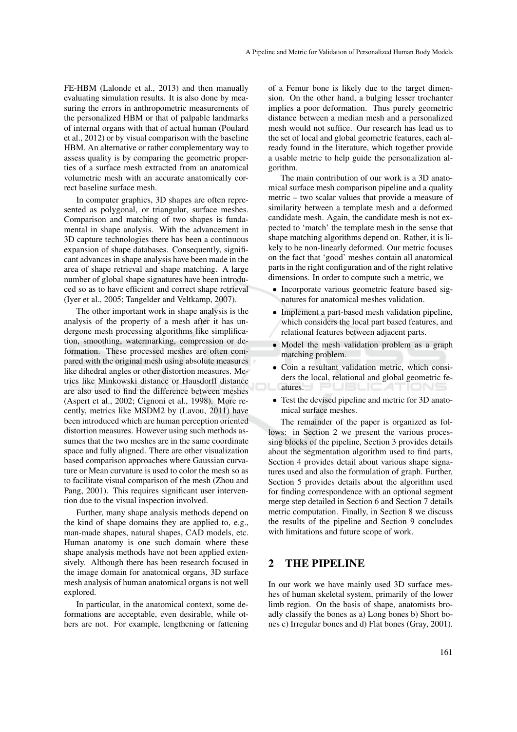FE-HBM (Lalonde et al., 2013) and then manually evaluating simulation results. It is also done by measuring the errors in anthropometric measurements of the personalized HBM or that of palpable landmarks of internal organs with that of actual human (Poulard et al., 2012) or by visual comparison with the baseline HBM. An alternative or rather complementary way to assess quality is by comparing the geometric properties of a surface mesh extracted from an anatomical volumetric mesh with an accurate anatomically correct baseline surface mesh.

In computer graphics, 3D shapes are often represented as polygonal, or triangular, surface meshes. Comparison and matching of two shapes is fundamental in shape analysis. With the advancement in 3D capture technologies there has been a continuous expansion of shape databases. Consequently, significant advances in shape analysis have been made in the area of shape retrieval and shape matching. A large number of global shape signatures have been introduced so as to have efficient and correct shape retrieval (Iyer et al., 2005; Tangelder and Veltkamp, 2007).

The other important work in shape analysis is the analysis of the property of a mesh after it has undergone mesh processing algorithms like simplification, smoothing, watermarking, compression or deformation. These processed meshes are often compared with the original mesh using absolute measures like dihedral angles or other distortion measures. Metrics like Minkowski distance or Hausdorff distance are also used to find the difference between meshes (Aspert et al., 2002; Cignoni et al., 1998). More recently, metrics like MSDM2 by (Lavou, 2011) have been introduced which are human perception oriented distortion measures. However using such methods assumes that the two meshes are in the same coordinate space and fully aligned. There are other visualization based comparison approaches where Gaussian curvature or Mean curvature is used to color the mesh so as to facilitate visual comparison of the mesh (Zhou and Pang, 2001). This requires significant user intervention due to the visual inspection involved.

Further, many shape analysis methods depend on the kind of shape domains they are applied to, e.g., man-made shapes, natural shapes, CAD models, etc. Human anatomy is one such domain where these shape analysis methods have not been applied extensively. Although there has been research focused in the image domain for anatomical organs, 3D surface mesh analysis of human anatomical organs is not well explored.

In particular, in the anatomical context, some deformations are acceptable, even desirable, while others are not. For example, lengthening or fattening of a Femur bone is likely due to the target dimension. On the other hand, a bulging lesser trochanter implies a poor deformation. Thus purely geometric distance between a median mesh and a personalized mesh would not suffice. Our research has lead us to the set of local and global geometric features, each already found in the literature, which together provide a usable metric to help guide the personalization algorithm.

The main contribution of our work is a 3D anatomical surface mesh comparison pipeline and a quality metric – two scalar values that provide a measure of similarity between a template mesh and a deformed candidate mesh. Again, the candidate mesh is not expected to 'match' the template mesh in the sense that shape matching algorithms depend on. Rather, it is likely to be non-linearly deformed. Our metric focuses on the fact that 'good' meshes contain all anatomical parts in the right configuration and of the right relative dimensions. In order to compute such a metric, we

- Incorporate various geometric feature based signatures for anatomical meshes validation.
- Implement a part-based mesh validation pipeline, which considers the local part based features, and relational features between adjacent parts.
- Model the mesh validation problem as a graph matching problem.
- Coin a resultant validation metric, which considers the local, relational and global geometric features.
- Test the devised pipeline and metric for 3D anatomical surface meshes.

The remainder of the paper is organized as follows: in Section 2 we present the various processing blocks of the pipeline, Section 3 provides details about the segmentation algorithm used to find parts, Section 4 provides detail about various shape signatures used and also the formulation of graph. Further, Section 5 provides details about the algorithm used for finding correspondence with an optional segment merge step detailed in Section 6 and Section 7 details metric computation. Finally, in Section 8 we discuss the results of the pipeline and Section 9 concludes with limitations and future scope of work.

## 2 THE PIPELINE

In our work we have mainly used 3D surface meshes of human skeletal system, primarily of the lower limb region. On the basis of shape, anatomists broadly classify the bones as a) Long bones b) Short bones c) Irregular bones and d) Flat bones (Gray, 2001).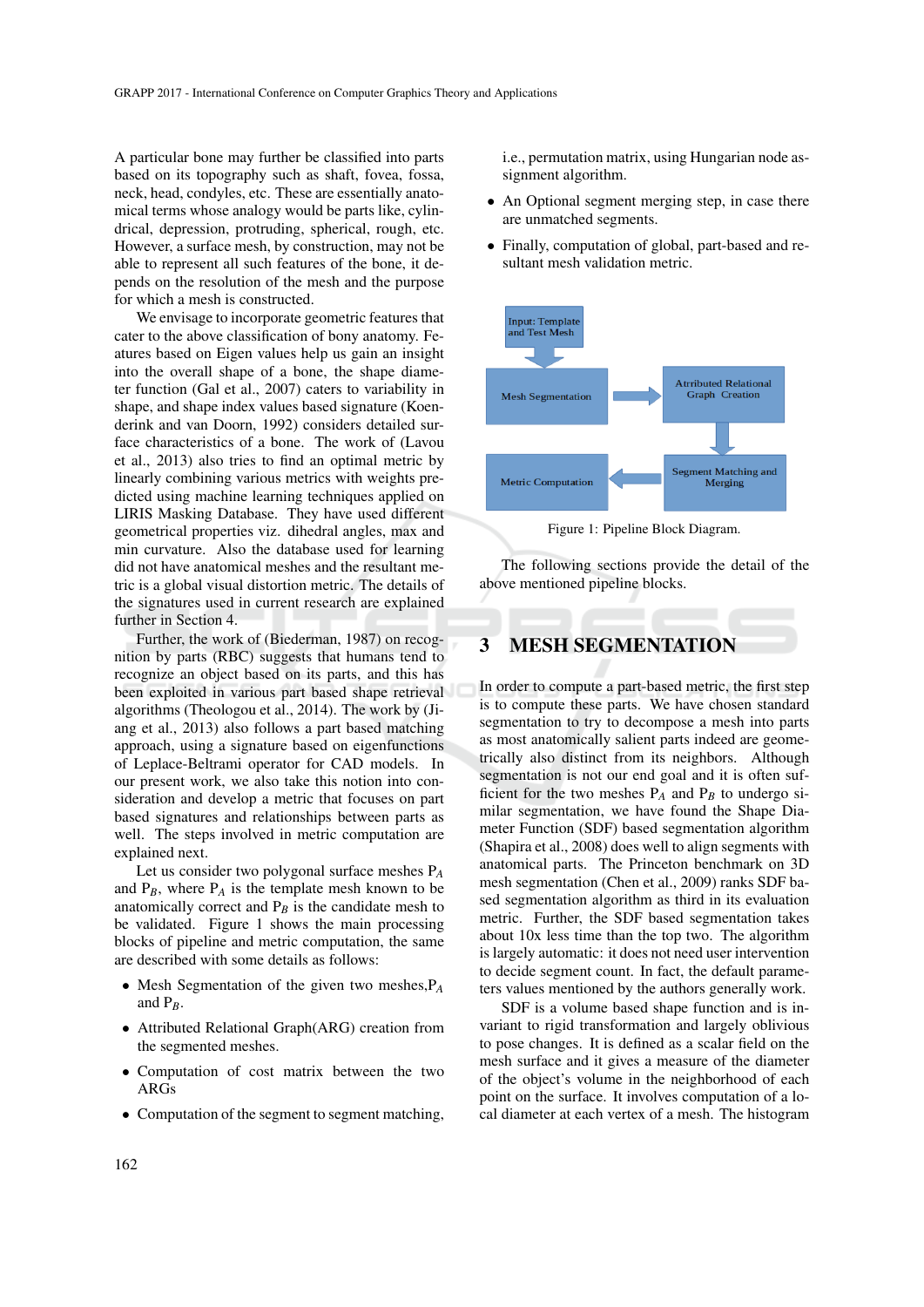A particular bone may further be classified into parts based on its topography such as shaft, fovea, fossa, neck, head, condyles, etc. These are essentially anatomical terms whose analogy would be parts like, cylindrical, depression, protruding, spherical, rough, etc. However, a surface mesh, by construction, may not be able to represent all such features of the bone, it depends on the resolution of the mesh and the purpose for which a mesh is constructed.

We envisage to incorporate geometric features that cater to the above classification of bony anatomy. Features based on Eigen values help us gain an insight into the overall shape of a bone, the shape diameter function (Gal et al., 2007) caters to variability in shape, and shape index values based signature (Koenderink and van Doorn, 1992) considers detailed surface characteristics of a bone. The work of (Lavou et al., 2013) also tries to find an optimal metric by linearly combining various metrics with weights predicted using machine learning techniques applied on LIRIS Masking Database. They have used different geometrical properties viz. dihedral angles, max and min curvature. Also the database used for learning did not have anatomical meshes and the resultant metric is a global visual distortion metric. The details of the signatures used in current research are explained further in Section 4.

Further, the work of (Biederman, 1987) on recognition by parts (RBC) suggests that humans tend to recognize an object based on its parts, and this has been exploited in various part based shape retrieval algorithms (Theologou et al., 2014). The work by (Jiang et al., 2013) also follows a part based matching approach, using a signature based on eigenfunctions of Leplace-Beltrami operator for CAD models. In our present work, we also take this notion into consideration and develop a metric that focuses on part based signatures and relationships between parts as well. The steps involved in metric computation are explained next.

Let us consider two polygonal surface meshes $P_A$ and $P_B$, where $P_A$ is the template mesh known to be anatomically correct and $P_B$ is the candidate mesh to be validated. Figure 1 shows the main processing blocks of pipeline and metric computation, the same are described with some details as follows:

- Mesh Segmentation of the given two meshes, $P_A$ and $P_B$.
- Attributed Relational Graph(ARG) creation from the segmented meshes.
- Computation of cost matrix between the two ARGs
- Computation of the segment to segment matching, i.e., permutation matrix, using Hungarian node assignment algorithm.
- An Optional segment merging step, in case there are unmatched segments.
- Finally, computation of global, part-based and resultant mesh validation metric.

Input: Template and Test Mesh → Mesh Segmentation → Attributed Relational Graph Creation → Segment Matching and Merging → Metric Computation

Figure 1: Pipeline Block Diagram.

The following sections provide the detail of the above mentioned pipeline blocks.

## 3 MESH SEGMENTATION

In order to compute a part-based metric, the first step is to compute these parts. We have chosen standard segmentation to try to decompose a mesh into parts as most anatomically salient parts indeed are geometrically also distinct from its neighbors. Although segmentation is not our end goal and it is often sufficient for the two meshes $P_A$ and $P_B$ to undergo similar segmentation, we have found the Shape Diameter Function (SDF) based segmentation algorithm (Shapira et al., 2008) does well to align segments with anatomical parts. The Princeton benchmark on 3D mesh segmentation (Chen et al., 2009) ranks SDF based segmentation algorithm as third in its evaluation metric. Further, the SDF based segmentation takes about 10x less time than the top two. The algorithm is largely automatic: it does not need user intervention to decide segment count. In fact, the default parameters values mentioned by the authors generally work.

SDF is a volume based shape function and is invariant to rigid transformation and largely oblivious to pose changes. It is defined as a scalar field on the mesh surface and it gives a measure of the diameter of the object's volume in the neighborhood of each point on the surface. It involves computation of a local diameter at each vertex of a mesh. The histogram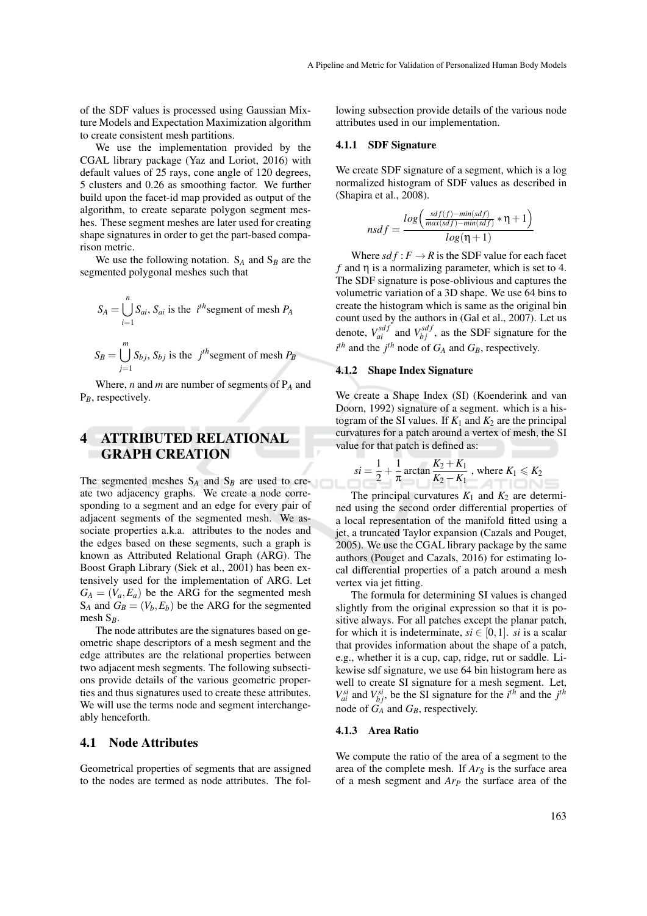of the SDF values is processed using Gaussian Mixture Models and Expectation Maximization algorithm to create consistent mesh partitions.

We use the implementation provided by the CGAL library package (Yaz and Loriot, 2016) with default values of 25 rays, cone angle of 120 degrees, 5 clusters and 0.26 as smoothing factor. We further build upon the facet-id map provided as output of the algorithm, to create separate polygon segment meshes. These segment meshes are later used for creating shape signatures in order to get the part-based comparison metric.

We use the following notation. $S_A$ and $S_B$ are the segmented polygonal meshes such that

$$S_A = \bigcup_{i=1}^{n} S_{ai}, \; S_{ai} \text{ is the } i^{th} \text{segment of mesh } P_A$$

$$S_B = \bigcup_{j=1}^{m} S_{bj}, \; S_{bj} \text{ is the } j^{th} \text{segment of mesh } P_B$$

Where, *n* and *m* are number of segments of $P_A$ and $P_B$, respectively.

# 4 ATTRIBUTED RELATIONAL GRAPH CREATION

The segmented meshes $S_A$ and $S_B$ are used to create two adjacency graphs. We create a node corresponding to a segment and an edge for every pair of adjacent segments of the segmented mesh. We associate properties a.k.a. attributes to the nodes and the edges based on these segments, such a graph is known as Attributed Relational Graph (ARG). The Boost Graph Library (Siek et al., 2001) has been extensively used for the implementation of ARG. Let $G_A = (V_a, E_a)$ be the ARG for the segmented mesh $S_A$ and $G_B = (V_b, E_b)$ be the ARG for the segmented mesh $S_B$.

The node attributes are the signatures based on geometric shape descriptors of a mesh segment and the edge attributes are the relational properties between two adjacent mesh segments. The following subsections provide details of the various geometric properties and thus signatures used to create these attributes. We will use the terms node and segment interchangeably henceforth.

## 4.1 Node Attributes

Geometrical properties of segments that are assigned to the nodes are termed as node attributes. The following subsection provide details of the various node attributes used in our implementation.

### 4.1.1 SDF Signature

We create SDF signature of a segment, which is a log normalized histogram of SDF values as described in (Shapira et al., 2008).

$$nsdf = \frac{log\left(\frac{sdf(f)-min(sdf)}{max(sdf)-min(sdf)} * \eta + 1\right)}{log(\eta + 1)}$$

Where $sdf : F \rightarrow R$ is the SDF value for each facet $f$ and $\eta$ is a normalizing parameter, which is set to 4. The SDF signature is pose-oblivious and captures the volumetric variation of a 3D shape. We use 64 bins to create the histogram which is same as the original bin count used by the authors in (Gal et al., 2007). Let us denote, $V_{ai}^{sdf}$ and $V_{bj}^{sdf}$, as the SDF signature for the $i^{th}$ and the $j^{th}$ node of $G_A$ and $G_B$, respectively.

### 4.1.2 Shape Index Signature

We create a Shape Index (SI) (Koenderink and van Doorn, 1992) signature of a segment. which is a histogram of the SI values. If $K_1$ and $K_2$ are the principal curvatures for a patch around a vertex of mesh, the SI value for that patch is defined as:

$$si = \frac{1}{2} + \frac{1}{\pi} \arctan \frac{K_2 + K_1}{K_2 - K_1} \text{ , where } K_1 \leqslant K_2$$

The principal curvatures $K_1$ and $K_2$ are determined using the second order differential properties of a local representation of the manifold fitted using a jet, a truncated Taylor expansion (Cazals and Pouget, 2005). We use the CGAL library package by the same authors (Pouget and Cazals, 2016) for estimating local differential properties of a patch around a mesh vertex via jet fitting.

The formula for determining SI values is changed slightly from the original expression so that it is positive always. For all patches except the planar patch, for which it is indeterminate, $si \in [0, 1]$. *si* is a scalar that provides information about the shape of a patch, e.g., whether it is a cup, cap, ridge, rut or saddle. Likewise sdf signature, we use 64 bin histogram here as well to create SI signature for a mesh segment. Let, $V_{ai}^{si}$ and $V_{bj}^{si}$, be the SI signature for the $i^{th}$ and the $j^{th}$ node of $G_A$ and $G_B$, respectively.

### 4.1.3 Area Ratio

We compute the ratio of the area of a segment to the area of the complete mesh. If $Ar_S$ is the surface area of a mesh segment and $Ar_P$ the surface area of the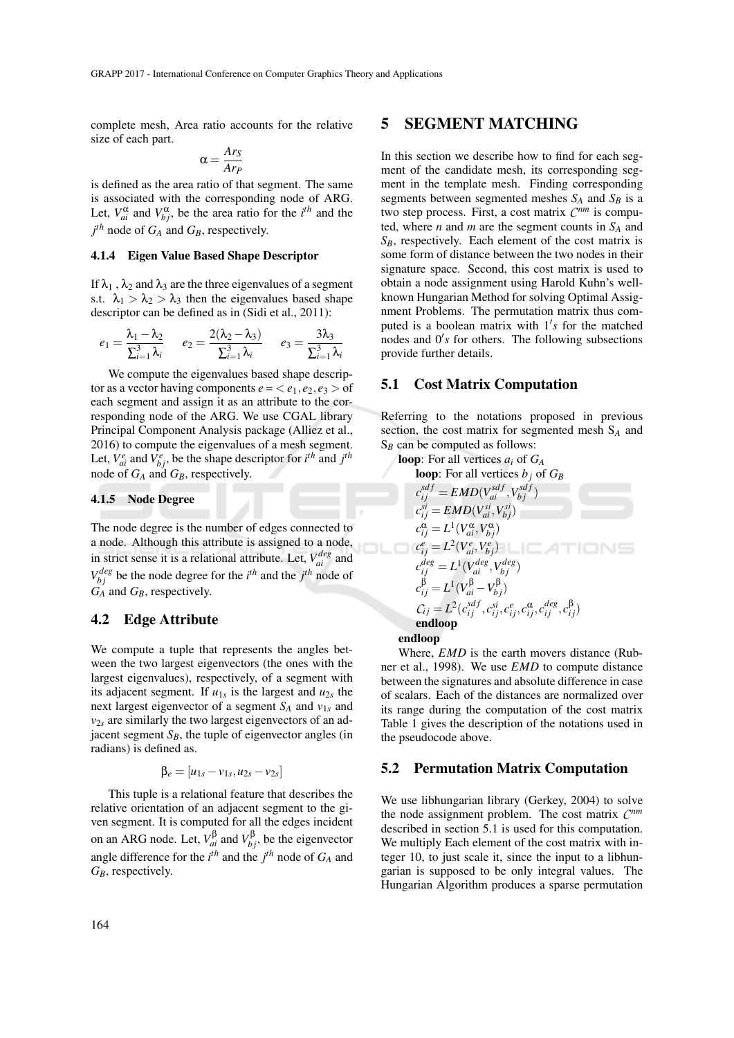complete mesh, Area ratio accounts for the relative size of each part.

$$\alpha = \frac{Ar_S}{Ar_P}$$

is defined as the area ratio of that segment. The same is associated with the corresponding node of ARG. Let, $V_{ai}^{\alpha}$ and $V_{bj}^{\alpha}$, be the area ratio for the $i^{th}$ and the $j^{th}$ node of $G_A$ and $G_B$, respectively.

#### 4.1.4 Eigen Value Based Shape Descriptor

If $\lambda_1$, $\lambda_2$ and $\lambda_3$ are the three eigenvalues of a segment s.t. $\lambda_1 > \lambda_2 > \lambda_3$ then the eigenvalues based shape descriptor can be defined as in (Sidi et al., 2011):

$$e_1 = \frac{\lambda_1 - \lambda_2}{\sum_{i=1}^{3} \lambda_i} \qquad e_2 = \frac{2(\lambda_2 - \lambda_3)}{\sum_{i=1}^{3} \lambda_i} \qquad e_3 = \frac{3\lambda_3}{\sum_{i=1}^{3} \lambda_i}$$

We compute the eigenvalues based shape descriptor as a vector having components $e = < e_1, e_2, e_3 >$ of each segment and assign it as an attribute to the corresponding node of the ARG. We use CGAL library Principal Component Analysis package (Alliez et al., 2016) to compute the eigenvalues of a mesh segment. Let, $V_{ai}^{e}$ and $V_{bj}^{e}$, be the shape descriptor for $i^{th}$ and $j^{th}$ node of $G_A$ and $G_B$, respectively.

#### 4.1.5 Node Degree

The node degree is the number of edges connected to a node. Although this attribute is assigned to a node, in strict sense it is a relational attribute. Let, $V_{ai}^{deg}$ and $V_{bj}^{deg}$ be the node degree for the $i^{th}$ and the $j^{th}$ node of $G_A$ and $G_B$, respectively.

### 4.2 Edge Attribute

We compute a tuple that represents the angles between the two largest eigenvectors (the ones with the largest eigenvalues), respectively, of a segment with its adjacent segment. If $u_{1s}$ is the largest and $u_{2s}$ the next largest eigenvector of a segment $S_A$ and $v_{1s}$ and $v_{2s}$ are similarly the two largest eigenvectors of an adjacent segment $S_B$, the tuple of eigenvector angles (in radians) is defined as.

$$\beta_e = [u_{1s} - v_{1s}, u_{2s} - v_{2s}]$$

This tuple is a relational feature that describes the relative orientation of an adjacent segment to the given segment. It is computed for all the edges incident on an ARG node. Let, $V_{ai}^{\beta}$ and $V_{bj}^{\beta}$, be the eigenvector angle difference for the $i^{th}$ and the $j^{th}$ node of $G_A$ and $G_B$, respectively.

## 5 SEGMENT MATCHING

In this section we describe how to find for each segment of the candidate mesh, its corresponding segment in the template mesh. Finding corresponding segments between segmented meshes $S_A$ and $S_B$ is a two step process. First, a cost matrix $\mathcal{C}^{nm}$ is computed, where $n$ and $m$ are the segment counts in $S_A$ and $S_B$, respectively. Each element of the cost matrix is some form of distance between the two nodes in their signature space. Second, this cost matrix is used to obtain a node assignment using Harold Kuhn's well-known Hungarian Method for solving Optimal Assignment Problems. The permutation matrix thus computed is a boolean matrix with $1's$ for the matched nodes and $0's$ for others. The following subsections provide further details.

### 5.1 Cost Matrix Computation

Referring to the notations proposed in previous section, the cost matrix for segmented mesh $S_A$ and $S_B$ can be computed as follows:

**loop**: For all vertices $a_i$ of $G_A$
  **loop**: For all vertices $b_j$ of $G_B$
  $c_{ij}^{sdf} = EMD(V_{ai}^{sdf}, V_{bj}^{sdf})$
  $c_{ij}^{si} = EMD(V_{ai}^{si}, V_{bj}^{si})$
  $c_{ij}^{\alpha} = L^1(V_{ai}^{\alpha}, V_{bj}^{\alpha})$
  $c_{ij}^{e} = L^2(V_{ai}^{e}, V_{bj}^{e})$
  $c_{ij}^{deg} = L^1(V_{ai}^{deg}, V_{bj}^{deg})$
  $c_{ij}^{\beta} = L^1(V_{ai}^{\beta} - V_{bj}^{\beta})$
  $\mathcal{C}_{ij} = L^2(c_{ij}^{sdf}, c_{ij}^{si}, c_{ij}^{e}, c_{ij}^{\alpha}, c_{ij}^{deg}, c_{ij}^{\beta})$
  **endloop**
**endloop**

Where, *EMD* is the earth movers distance (Rubner et al., 1998). We use *EMD* to compute distance between the signatures and absolute difference in case of scalars. Each of the distances are normalized over its range during the computation of the cost matrix Table 1 gives the description of the notations used in the pseudocode above.

### 5.2 Permutation Matrix Computation

We use libhungarian library (Gerkey, 2004) to solve the node assignment problem. The cost matrix $\mathcal{C}^{nm}$ described in section 5.1 is used for this computation. We multiply Each element of the cost matrix with integer 10, to just scale it, since the input to a libhungarian is supposed to be only integral values. The Hungarian Algorithm produces a sparse permutation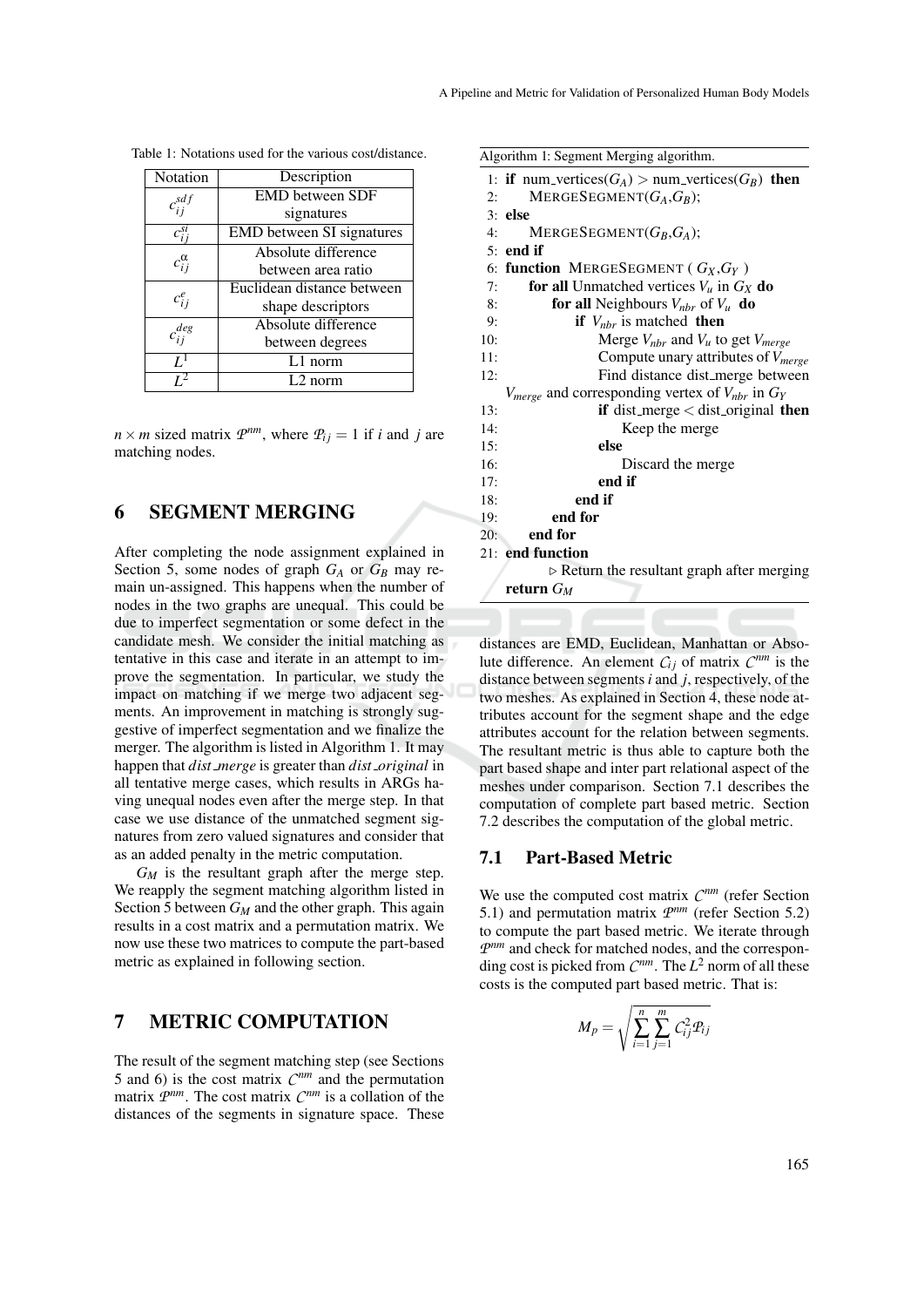Table 1: Notations used for the various cost/distance.

| Notation | Description |
|---|---|
| $c_{ij}^{sdf}$ | EMD between SDF signatures |
| $c_{ij}^{si}$ | EMD between SI signatures |
| $c_{ij}^{\alpha}$ | Absolute difference between area ratio |
| $c_{ij}^{e}$ | Euclidean distance between shape descriptors |
| $c_{ij}^{deg}$ | Absolute difference between degrees |
| $L^1$ | L1 norm |
| $L^2$ | L2 norm |

$n \times m$ sized matrix $\mathcal{P}^{nm}$, where $\mathcal{P}_{ij} = 1$ if $i$ and $j$ are matching nodes.

## 6 SEGMENT MERGING

After completing the node assignment explained in Section 5, some nodes of graph $G_A$ or $G_B$ may remain un-assigned. This happens when the number of nodes in the two graphs are unequal. This could be due to imperfect segmentation or some defect in the candidate mesh. We consider the initial matching as tentative in this case and iterate in an attempt to improve the segmentation. In particular, we study the impact on matching if we merge two adjacent segments. An improvement in matching is strongly suggestive of imperfect segmentation and we finalize the merger. The algorithm is listed in Algorithm 1. It may happen that *dist_merge* is greater than *dist_original* in all tentative merge cases, which results in ARGs having unequal nodes even after the merge step. In that case we use distance of the unmatched segment signatures from zero valued signatures and consider that as an added penalty in the metric computation.

$G_M$ is the resultant graph after the merge step. We reapply the segment matching algorithm listed in Section 5 between $G_M$ and the other graph. This again results in a cost matrix and a permutation matrix. We now use these two matrices to compute the part-based metric as explained in following section.

Algorithm 1: Segment Merging algorithm.

```
1: if num_vertices(G_A) > num_vertices(G_B) then
2:     MERGESEGMENT(G_A,G_B);
3: else
4:     MERGESEGMENT(G_B,G_A);
5: end if
6: function MERGESEGMENT ( G_X,G_Y )
7:     for all Unmatched vertices V_u in G_X do
8:         for all Neighbours V_nbr of V_u do
9:             if V_nbr is matched then
10:                Merge V_nbr and V_u to get V_merge
11:                Compute unary attributes of V_merge
12:                Find distance dist_merge between
                   V_merge and corresponding vertex of V_nbr in G_Y
13:                if dist_merge < dist_original then
14:                    Keep the merge
15:                else
16:                    Discard the merge
17:                end if
18:            end if
19:        end for
20:    end for
21: end function
       ▷ Return the resultant graph after merging
   return G_M
```

## 7 METRIC COMPUTATION

The result of the segment matching step (see Sections 5 and 6) is the cost matrix $\mathcal{C}^{nm}$ and the permutation matrix $\mathcal{P}^{nm}$. The cost matrix $\mathcal{C}^{nm}$ is a collation of the distances of the segments in signature space. These distances are EMD, Euclidean, Manhattan or Absolute difference. An element $\mathcal{C}_{ij}$ of matrix $\mathcal{C}^{nm}$ is the distance between segments $i$ and $j$, respectively, of the two meshes. As explained in Section 4, these node attributes account for the segment shape and the edge attributes account for the relation between segments. The resultant metric is thus able to capture both the part based shape and inter part relational aspect of the meshes under comparison. Section 7.1 describes the computation of complete part based metric. Section 7.2 describes the computation of the global metric.

### 7.1 Part-Based Metric

We use the computed cost matrix $\mathcal{C}^{nm}$ (refer Section 5.1) and permutation matrix $\mathcal{P}^{nm}$ (refer Section 5.2) to compute the part based metric. We iterate through $\mathcal{P}^{nm}$ and check for matched nodes, and the corresponding cost is picked from $\mathcal{C}^{nm}$. The $L^2$ norm of all these costs is the computed part based metric. That is:

$$M_p = \sqrt{\sum_{i=1}^{n} \sum_{j=1}^{m} \mathcal{C}_{ij}^2 \mathcal{P}_{ij}}$$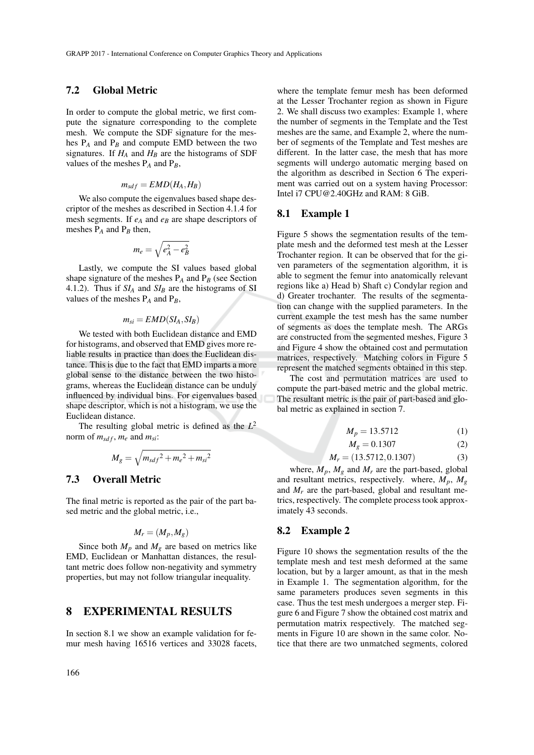### 7.2 Global Metric

In order to compute the global metric, we first compute the signature corresponding to the complete mesh. We compute the SDF signature for the meshes $P_A$ and $P_B$ and compute EMD between the two signatures. If $H_A$ and $H_B$ are the histograms of SDF values of the meshes $P_A$ and $P_B$,

$$m_{sdf} = EMD(H_A, H_B)$$

We also compute the eigenvalues based shape descriptor of the meshes as described in Section 4.1.4 for mesh segments. If $e_A$ and $e_B$ are shape descriptors of meshes $P_A$ and $P_B$ then,

$$m_e = \sqrt{e_A^2 - e_B^2}$$

Lastly, we compute the SI values based global shape signature of the meshes $P_A$ and $P_B$ (see Section 4.1.2). Thus if $SI_A$ and $SI_B$ are the histograms of SI values of the meshes $P_A$ and $P_B$,

$$m_{si} = EMD(SI_A, SI_B)$$

We tested with both Euclidean distance and EMD for histograms, and observed that EMD gives more reliable results in practice than does the Euclidean distance. This is due to the fact that EMD imparts a more global sense to the distance between the two histograms, whereas the Euclidean distance can be unduly influenced by individual bins. For eigenvalues based shape descriptor, which is not a histogram, we use the Euclidean distance.

The resulting global metric is defined as the $L^2$ norm of $m_{sdf}$, $m_e$ and $m_{si}$:

$$M_g = \sqrt{{m_{sdf}}^2 + {m_e}^2 + {m_{si}}^2}$$

### 7.3 Overall Metric

The final metric is reported as the pair of the part based metric and the global metric, i.e.,

$$M_r = (M_p, M_g)$$

Since both $M_p$ and $M_g$ are based on metrics like EMD, Euclidean or Manhattan distances, the resultant metric does follow non-negativity and symmetry properties, but may not follow triangular inequality.

## 8 EXPERIMENTAL RESULTS

In section 8.1 we show an example validation for femur mesh having 16516 vertices and 33028 facets, where the template femur mesh has been deformed at the Lesser Trochanter region as shown in Figure 2. We shall discuss two examples: Example 1, where the number of segments in the Template and the Test meshes are the same, and Example 2, where the number of segments of the Template and Test meshes are different. In the latter case, the mesh that has more segments will undergo automatic merging based on the algorithm as described in Section 6 The experiment was carried out on a system having Processor: Intel i7 CPU@2.40GHz and RAM: 8 GiB.

### 8.1 Example 1

Figure 5 shows the segmentation results of the template mesh and the deformed test mesh at the Lesser Trochanter region. It can be observed that for the given parameters of the segmentation algorithm, it is able to segment the femur into anatomically relevant regions like a) Head b) Shaft c) Condylar region and d) Greater trochanter. The results of the segmentation can change with the supplied parameters. In the current example the test mesh has the same number of segments as does the template mesh. The ARGs are constructed from the segmented meshes, Figure 3 and Figure 4 show the obtained cost and permutation matrices, respectively. Matching colors in Figure 5 represent the matched segments obtained in this step.

The cost and permutation matrices are used to compute the part-based metric and the global metric. The resultant metric is the pair of part-based and global metric as explained in section 7.

$$M_p = 13.5712 \tag{1}$$

$$M_g = 0.1307 \tag{2}$$

$$M_r = (13.5712, 0.1307) \tag{3}$$

where, $M_p$, $M_g$ and $M_r$ are the part-based, global and resultant metrics, respectively. where, $M_p$, $M_g$ and $M_r$ are the part-based, global and resultant metrics, respectively. The complete process took approximately 43 seconds.

### 8.2 Example 2

Figure 10 shows the segmentation results of the the template mesh and test mesh deformed at the same location, but by a larger amount, as that in the mesh in Example 1. The segmentation algorithm, for the same parameters produces seven segments in this case. Thus the test mesh undergoes a merger step. Figure 6 and Figure 7 show the obtained cost matrix and permutation matrix respectively. The matched segments in Figure 10 are shown in the same color. Notice that there are two unmatched segments, colored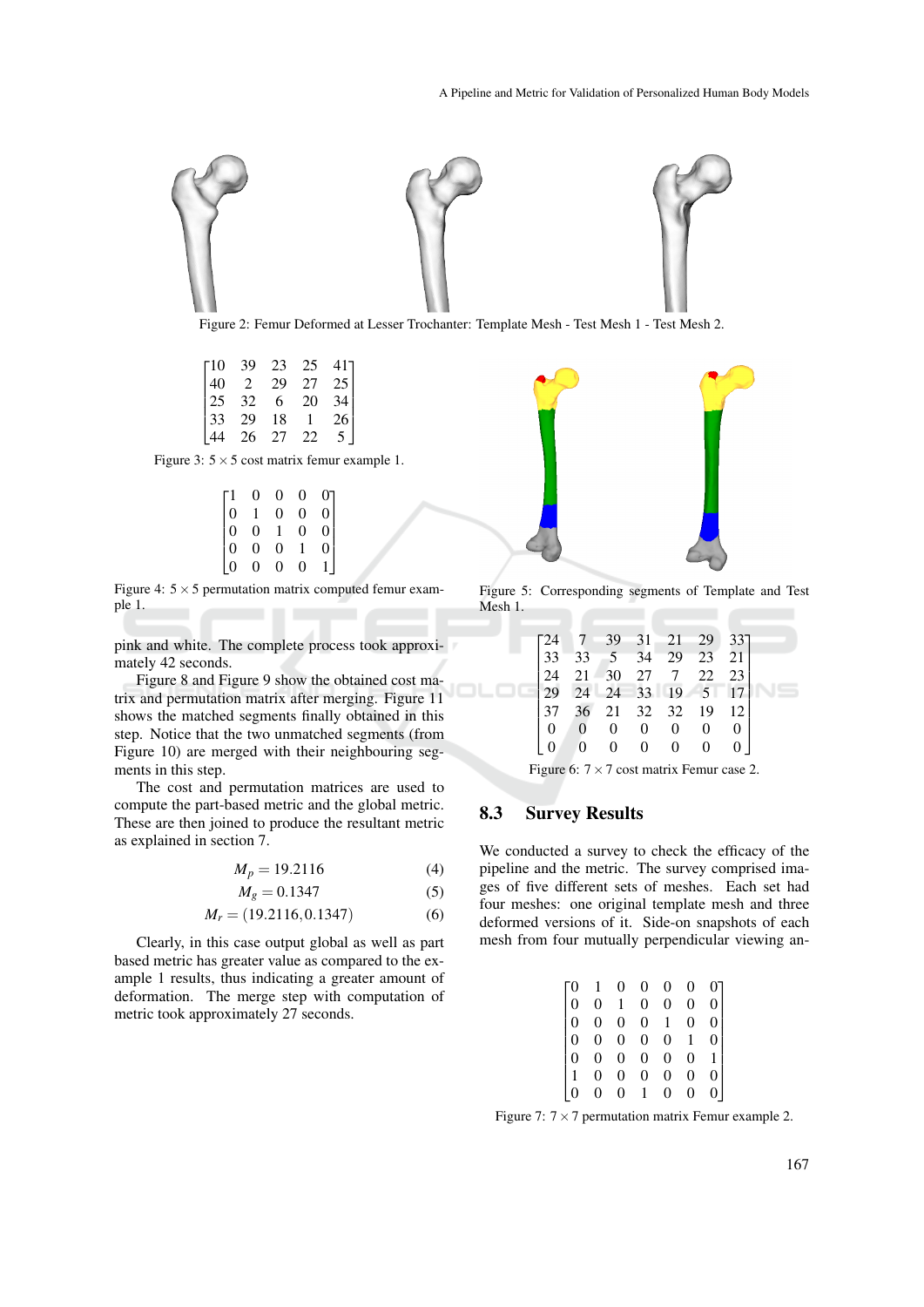Figure 2: Femur Deformed at Lesser Trochanter: Template Mesh - Test Mesh 1 - Test Mesh 2.

$$\begin{bmatrix} 10 & 39 & 23 & 25 & 41 \\ 40 & 2 & 29 & 27 & 25 \\ 25 & 32 & 6 & 20 & 34 \\ 33 & 29 & 18 & 1 & 26 \\ 44 & 26 & 27 & 22 & 5 \end{bmatrix}$$

Figure 3: $5 \times 5$ cost matrix femur example 1.

$$\begin{bmatrix} 1 & 0 & 0 & 0 & 0 \\ 0 & 1 & 0 & 0 & 0 \\ 0 & 0 & 1 & 0 & 0 \\ 0 & 0 & 0 & 1 & 0 \\ 0 & 0 & 0 & 0 & 1 \end{bmatrix}$$

Figure 4: $5 \times 5$ permutation matrix computed femur example 1.

pink and white. The complete process took approximately 42 seconds.

Figure 8 and Figure 9 show the obtained cost matrix and permutation matrix after merging. Figure 11 shows the matched segments finally obtained in this step. Notice that the two unmatched segments (from Figure 10) are merged with their neighbouring segments in this step.

The cost and permutation matrices are used to compute the part-based metric and the global metric. These are then joined to produce the resultant metric as explained in section 7.

$$M_p = 19.2116 \tag{4}$$

$$M_g = 0.1347 \tag{5}$$

$$M_r = (19.2116, 0.1347) \tag{6}$$

Clearly, in this case output global as well as part based metric has greater value as compared to the example 1 results, thus indicating a greater amount of deformation. The merge step with computation of metric took approximately 27 seconds.

Figure 5: Corresponding segments of Template and Test Mesh 1.

$$\begin{bmatrix} 24 & 7 & 39 & 31 & 21 & 29 & 33 \\ 33 & 33 & 5 & 34 & 29 & 23 & 21 \\ 24 & 21 & 30 & 27 & 7 & 22 & 23 \\ 29 & 24 & 24 & 33 & 19 & 5 & 17 \\ 37 & 36 & 21 & 32 & 32 & 19 & 12 \\ 0 & 0 & 0 & 0 & 0 & 0 & 0 \\ 0 & 0 & 0 & 0 & 0 & 0 & 0 \end{bmatrix}$$

Figure 6: $7 \times 7$ cost matrix Femur case 2.

### 8.3 Survey Results

We conducted a survey to check the efficacy of the pipeline and the metric. The survey comprised images of five different sets of meshes. Each set had four meshes: one original template mesh and three deformed versions of it. Side-on snapshots of each mesh from four mutually perpendicular viewing an-

$$\begin{bmatrix} 0 & 1 & 0 & 0 & 0 & 0 & 0 \\ 0 & 0 & 1 & 0 & 0 & 0 & 0 \\ 0 & 0 & 0 & 0 & 1 & 0 & 0 \\ 0 & 0 & 0 & 0 & 0 & 1 & 0 \\ 0 & 0 & 0 & 0 & 0 & 0 & 1 \\ 1 & 0 & 0 & 0 & 0 & 0 & 0 \\ 0 & 0 & 0 & 1 & 0 & 0 & 0 \end{bmatrix}$$

Figure 7: $7 \times 7$ permutation matrix Femur example 2.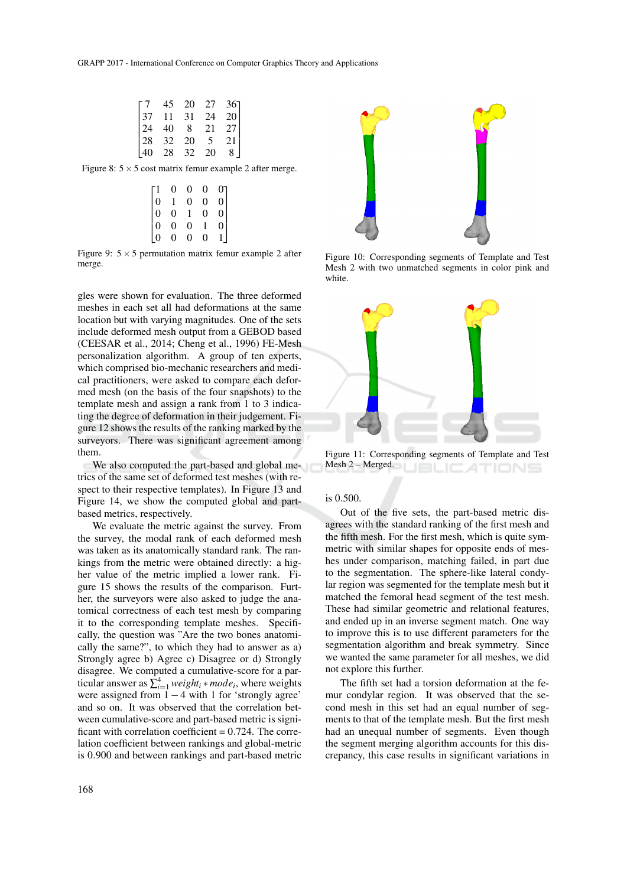$$\begin{bmatrix} 7 & 45 & 20 & 27 & 36 \\ 37 & 11 & 31 & 24 & 20 \\ 24 & 40 & 8 & 21 & 27 \\ 28 & 32 & 20 & 5 & 21 \\ 40 & 28 & 32 & 20 & 8 \end{bmatrix}$$

Figure 8: $5 \times 5$ cost matrix femur example 2 after merge.

$$\begin{bmatrix} 1 & 0 & 0 & 0 & 0 \\ 0 & 1 & 0 & 0 & 0 \\ 0 & 0 & 1 & 0 & 0 \\ 0 & 0 & 0 & 1 & 0 \\ 0 & 0 & 0 & 0 & 1 \end{bmatrix}$$

Figure 9: $5 \times 5$ permutation matrix femur example 2 after merge.

gles were shown for evaluation. The three deformed meshes in each set all had deformations at the same location but with varying magnitudes. One of the sets include deformed mesh output from a GEBOD based (CEESAR et al., 2014; Cheng et al., 1996) FE-Mesh personalization algorithm. A group of ten experts, which comprised bio-mechanic researchers and medical practitioners, were asked to compare each deformed mesh (on the basis of the four snapshots) to the template mesh and assign a rank from 1 to 3 indicating the degree of deformation in their judgement. Figure 12 shows the results of the ranking marked by the surveyors. There was significant agreement among them.

We also computed the part-based and global metrics of the same set of deformed test meshes (with respect to their respective templates). In Figure 13 and Figure 14, we show the computed global and part-based metrics, respectively.

We evaluate the metric against the survey. From the survey, the modal rank of each deformed mesh was taken as its anatomically standard rank. The rankings from the metric were obtained directly: a higher value of the metric implied a lower rank. Figure 15 shows the results of the comparison. Further, the surveyors were also asked to judge the anatomical correctness of each test mesh by comparing it to the corresponding template meshes. Specifically, the question was "Are the two bones anatomically the same?", to which they had to answer as a) Strongly agree b) Agree c) Disagree or d) Strongly disagree. We computed a cumulative-score for a particular answer as $\sum_{i=1}^{4} weight_i * mode_i$, where weights were assigned from $1-4$ with 1 for 'strongly agree' and so on. It was observed that the correlation between cumulative-score and part-based metric is significant with correlation coefficient $= 0.724$. The correlation coefficient between rankings and global-metric is 0.900 and between rankings and part-based metric is 0.500.

Figure 10: Corresponding segments of Template and Test Mesh 2 with two unmatched segments in color pink and white.

Figure 11: Corresponding segments of Template and Test Mesh 2 – Merged.

Out of the five sets, the part-based metric disagrees with the standard ranking of the first mesh and the fifth mesh. For the first mesh, which is quite symmetric with similar shapes for opposite ends of meshes under comparison, matching failed, in part due to the segmentation. The sphere-like lateral condylar region was segmented for the template mesh but it matched the femoral head segment of the test mesh. These had similar geometric and relational features, and ended up in an inverse segment match. One way to improve this is to use different parameters for the segmentation algorithm and break symmetry. Since we wanted the same parameter for all meshes, we did not explore this further.

The fifth set had a torsion deformation at the femur condylar region. It was observed that the second mesh in this set had an equal number of segments to that of the template mesh. But the first mesh had an unequal number of segments. Even though the segment merging algorithm accounts for this discrepancy, this case results in significant variations in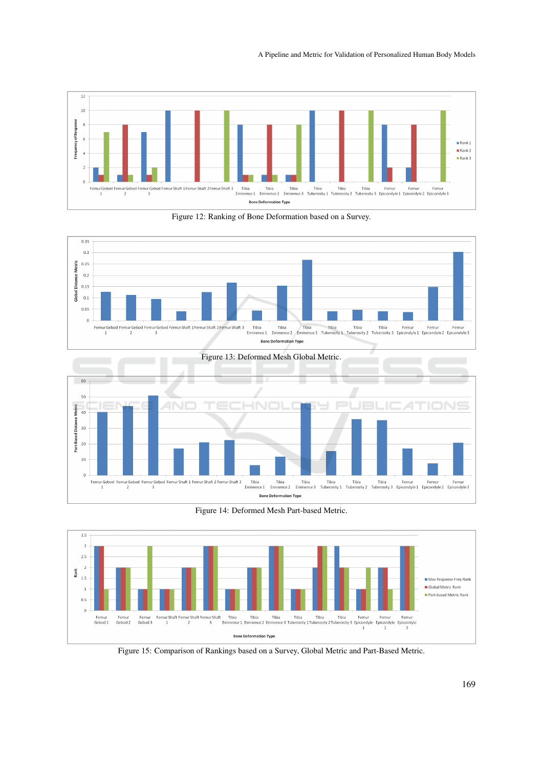Figure 12: Ranking of Bone Deformation based on a Survey.

Figure 13: Deformed Mesh Global Metric.

Figure 14: Deformed Mesh Part-based Metric.

Figure 15: Comparison of Rankings based on a Survey, Global Metric and Part-Based Metric.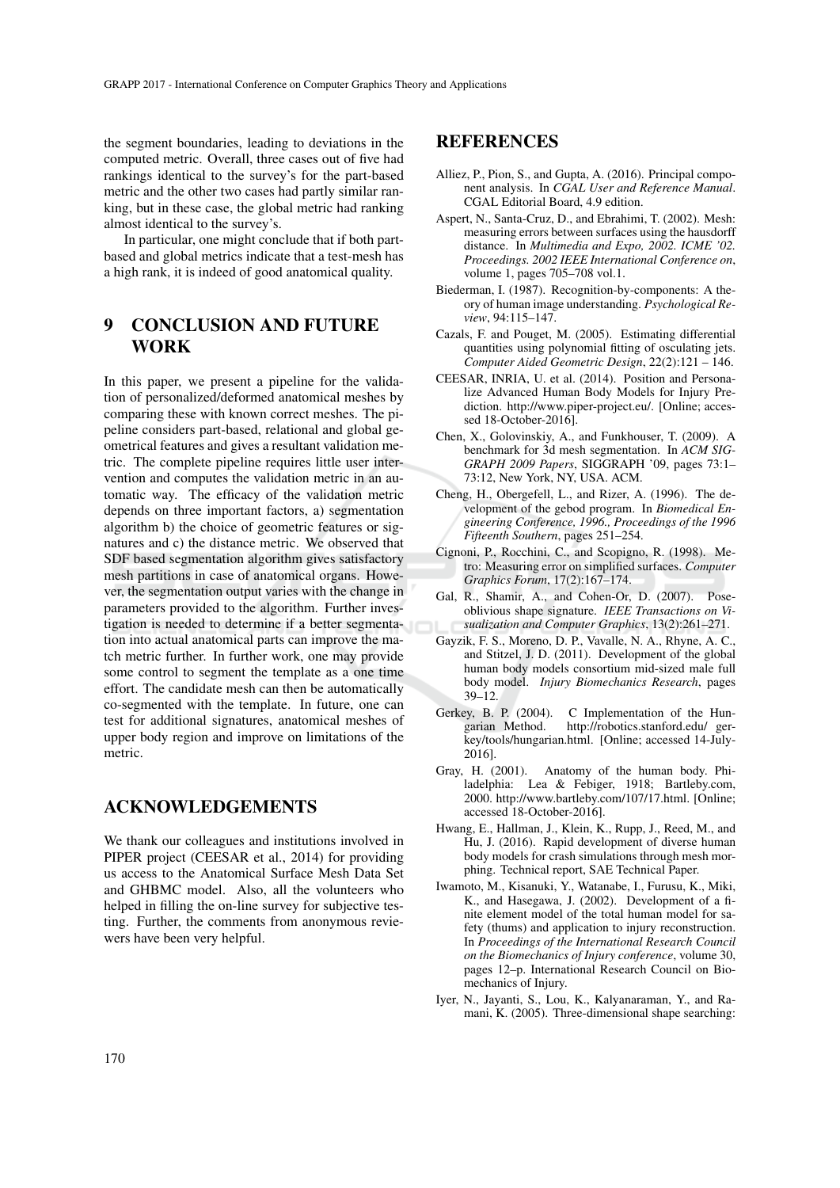the segment boundaries, leading to deviations in the computed metric. Overall, three cases out of five had rankings identical to the survey's for the part-based metric and the other two cases had partly similar ranking, but in these case, the global metric had ranking almost identical to the survey's.

In particular, one might conclude that if both part-based and global metrics indicate that a test-mesh has a high rank, it is indeed of good anatomical quality.

## 9 CONCLUSION AND FUTURE WORK

In this paper, we present a pipeline for the validation of personalized/deformed anatomical meshes by comparing these with known correct meshes. The pipeline considers part-based, relational and global geometrical features and gives a resultant validation metric. The complete pipeline requires little user intervention and computes the validation metric in an automatic way. The efficacy of the validation metric depends on three important factors, a) segmentation algorithm b) the choice of geometric features or signatures and c) the distance metric. We observed that SDF based segmentation algorithm gives satisfactory mesh partitions in case of anatomical organs. However, the segmentation output varies with the change in parameters provided to the algorithm. Further investigation is needed to determine if a better segmentation into actual anatomical parts can improve the match metric further. In further work, one may provide some control to segment the template as a one time effort. The candidate mesh can then be automatically co-segmented with the template. In future, one can test for additional signatures, anatomical meshes of upper body region and improve on limitations of the metric.

## ACKNOWLEDGEMENTS

We thank our colleagues and institutions involved in PIPER project (CEESAR et al., 2014) for providing us access to the Anatomical Surface Mesh Data Set and GHBMC model. Also, all the volunteers who helped in filling the on-line survey for subjective testing. Further, the comments from anonymous reviewers have been very helpful.

## REFERENCES

Alliez, P., Pion, S., and Gupta, A. (2016). Principal component analysis. In *CGAL User and Reference Manual*. CGAL Editorial Board, 4.9 edition.

Aspert, N., Santa-Cruz, D., and Ebrahimi, T. (2002). Mesh: measuring errors between surfaces using the hausdorff distance. In *Multimedia and Expo, 2002. ICME '02. Proceedings. 2002 IEEE International Conference on*, volume 1, pages 705–708 vol.1.

Biederman, I. (1987). Recognition-by-components: A theory of human image understanding. *Psychological Review*, 94:115–147.

Cazals, F. and Pouget, M. (2005). Estimating differential quantities using polynomial fitting of osculating jets. *Computer Aided Geometric Design*, 22(2):121 – 146.

CEESAR, INRIA, U. et al. (2014). Position and Personalize Advanced Human Body Models for Injury Prediction. http://www.piper-project.eu/. [Online; accessed 18-October-2016].

Chen, X., Golovinskiy, A., and Funkhouser, T. (2009). A benchmark for 3d mesh segmentation. In *ACM SIGGRAPH 2009 Papers*, SIGGRAPH '09, pages 73:1–73:12, New York, NY, USA. ACM.

Cheng, H., Obergefell, L., and Rizer, A. (1996). The development of the gebod program. In *Biomedical Engineering Conference, 1996., Proceedings of the 1996 Fifteenth Southern*, pages 251–254.

Cignoni, P., Rocchini, C., and Scopigno, R. (1998). Metro: Measuring error on simplified surfaces. *Computer Graphics Forum*, 17(2):167–174.

Gal, R., Shamir, A., and Cohen-Or, D. (2007). Pose-oblivious shape signature. *IEEE Transactions on Visualization and Computer Graphics*, 13(2):261–271.

Gayzik, F. S., Moreno, D. P., Vavalle, N. A., Rhyne, A. C., and Stitzel, J. D. (2011). Development of the global human body models consortium mid-sized male full body model. *Injury Biomechanics Research*, pages 39–12.

Gerkey, B. P. (2004). C Implementation of the Hungarian Method. http://robotics.stanford.edu/ gerkey/tools/hungarian.html. [Online; accessed 14-July-2016].

Gray, H. (2001). Anatomy of the human body. Philadelphia: Lea & Febiger, 1918; Bartleby.com, 2000. http://www.bartleby.com/107/17.html. [Online; accessed 18-October-2016].

Hwang, E., Hallman, J., Klein, K., Rupp, J., Reed, M., and Hu, J. (2016). Rapid development of diverse human body models for crash simulations through mesh morphing. Technical report, SAE Technical Paper.

Iwamoto, M., Kisanuki, Y., Watanabe, I., Furusu, K., Miki, K., and Hasegawa, J. (2002). Development of a finite element model of the total human model for safety (thums) and application to injury reconstruction. In *Proceedings of the International Research Council on the Biomechanics of Injury conference*, volume 30, pages 12–p. International Research Council on Biomechanics of Injury.

Iyer, N., Jayanti, S., Lou, K., Kalyanaraman, Y., and Ramani, K. (2005). Three-dimensional shape searching: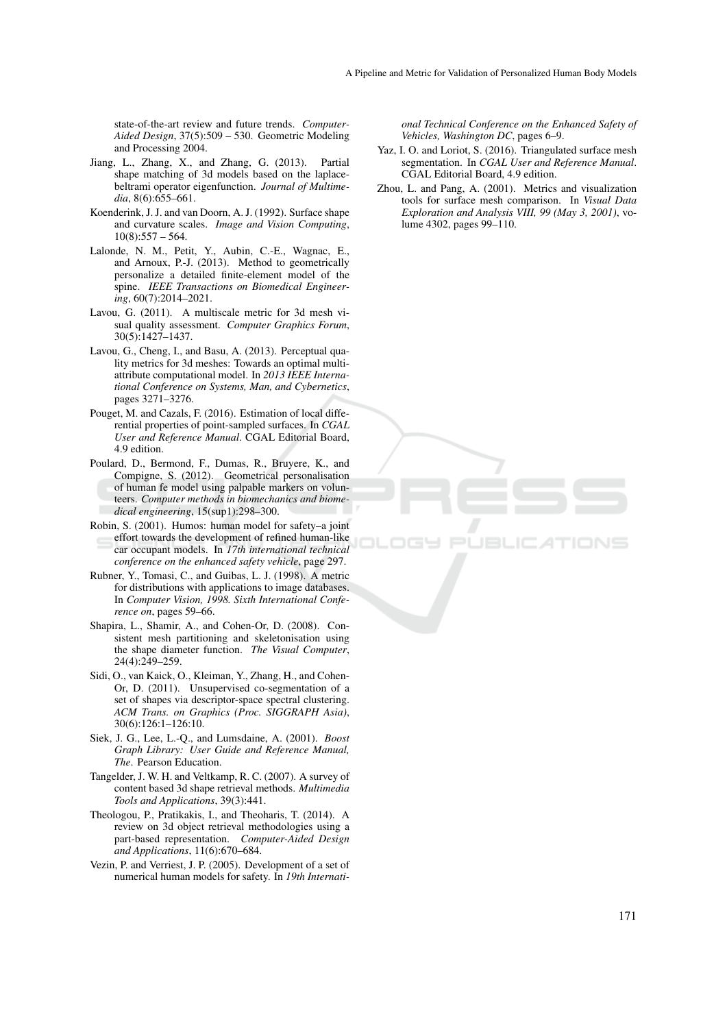state-of-the-art review and future trends. *Computer-Aided Design*, 37(5):509 – 530. Geometric Modeling and Processing 2004.

Jiang, L., Zhang, X., and Zhang, G. (2013). Partial shape matching of 3d models based on the laplace-beltrami operator eigenfunction. *Journal of Multimedia*, 8(6):655–661.

Koenderink, J. J. and van Doorn, A. J. (1992). Surface shape and curvature scales. *Image and Vision Computing*, 10(8):557 – 564.

Lalonde, N. M., Petit, Y., Aubin, C.-E., Wagnac, E., and Arnoux, P.-J. (2013). Method to geometrically personalize a detailed finite-element model of the spine. *IEEE Transactions on Biomedical Engineering*, 60(7):2014–2021.

Lavou, G. (2011). A multiscale metric for 3d mesh visual quality assessment. *Computer Graphics Forum*, 30(5):1427–1437.

Lavou, G., Cheng, I., and Basu, A. (2013). Perceptual quality metrics for 3d meshes: Towards an optimal multi-attribute computational model. In *2013 IEEE International Conference on Systems, Man, and Cybernetics*, pages 3271–3276.

Pouget, M. and Cazals, F. (2016). Estimation of local differential properties of point-sampled surfaces. In *CGAL User and Reference Manual*. CGAL Editorial Board, 4.9 edition.

Poulard, D., Bermond, F., Dumas, R., Bruyere, K., and Compigne, S. (2012). Geometrical personalisation of human fe model using palpable markers on volunteers. *Computer methods in biomechanics and biomedical engineering*, 15(sup1):298–300.

Robin, S. (2001). Humos: human model for safety–a joint effort towards the development of refined human-like car occupant models. In *17th international technical conference on the enhanced safety vehicle*, page 297.

Rubner, Y., Tomasi, C., and Guibas, L. J. (1998). A metric for distributions with applications to image databases. In *Computer Vision, 1998. Sixth International Conference on*, pages 59–66.

Shapira, L., Shamir, A., and Cohen-Or, D. (2008). Consistent mesh partitioning and skeletonisation using the shape diameter function. *The Visual Computer*, 24(4):249–259.

Sidi, O., van Kaick, O., Kleiman, Y., Zhang, H., and Cohen-Or, D. (2011). Unsupervised co-segmentation of a set of shapes via descriptor-space spectral clustering. *ACM Trans. on Graphics (Proc. SIGGRAPH Asia)*, 30(6):126:1–126:10.

Siek, J. G., Lee, L.-Q., and Lumsdaine, A. (2001). *Boost Graph Library: User Guide and Reference Manual, The*. Pearson Education.

Tangelder, J. W. H. and Veltkamp, R. C. (2007). A survey of content based 3d shape retrieval methods. *Multimedia Tools and Applications*, 39(3):441.

Theologou, P., Pratikakis, I., and Theoharis, T. (2014). A review on 3d object retrieval methodologies using a part-based representation. *Computer-Aided Design and Applications*, 11(6):670–684.

Vezin, P. and Verriest, J. P. (2005). Development of a set of numerical human models for safety. In *19th International Technical Conference on the Enhanced Safety of Vehicles, Washington DC*, pages 6–9.

Yaz, I. O. and Loriot, S. (2016). Triangulated surface mesh segmentation. In *CGAL User and Reference Manual*. CGAL Editorial Board, 4.9 edition.

Zhou, L. and Pang, A. (2001). Metrics and visualization tools for surface mesh comparison. In *Visual Data Exploration and Analysis VIII, 99 (May 3, 2001)*, volume 4302, pages 99–110.